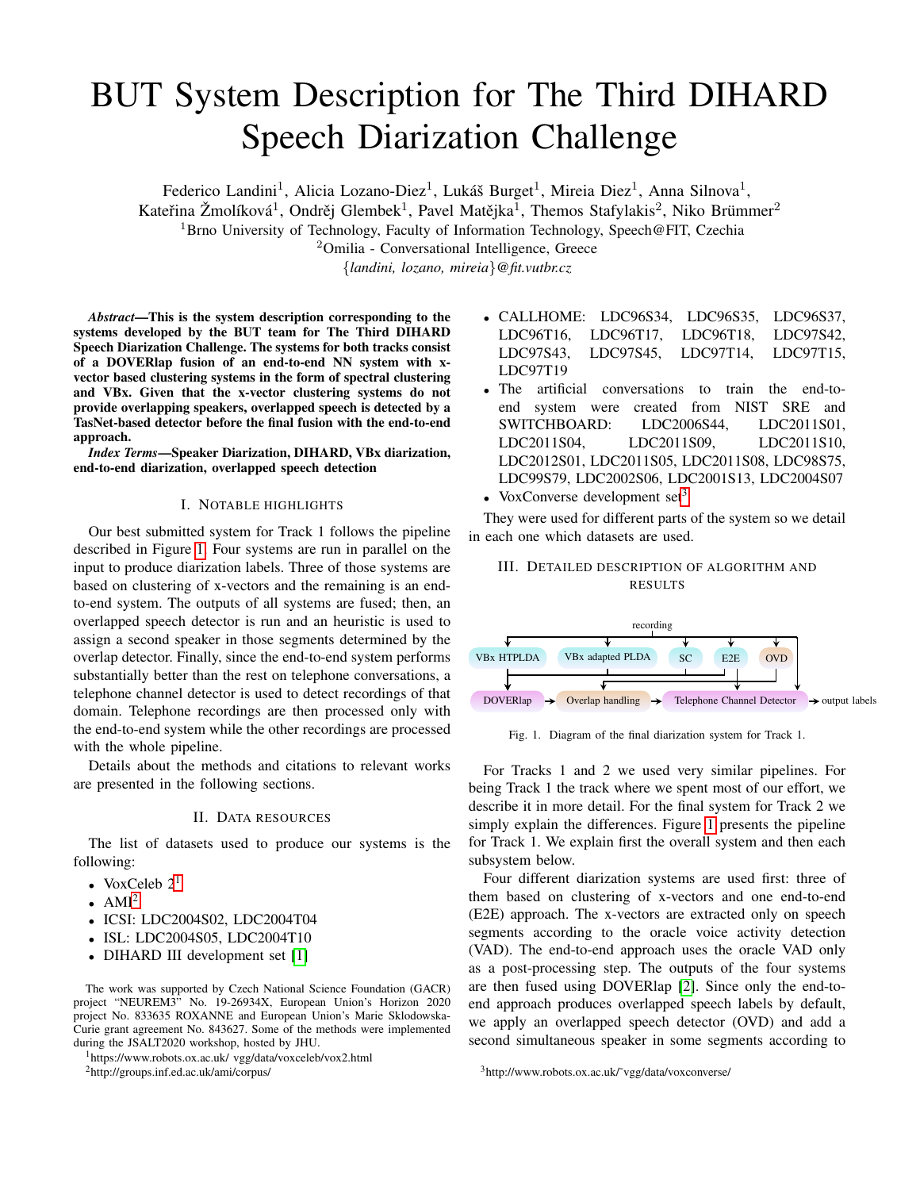# BUT System Description for The Third DIHARD Speech Diarization Challenge

Federico Landini[1], Alicia Lozano-Diez[1], Lukáš Burget[1], Mireia Diez[1], Anna Silnova[1], Kateřina Žmolíková[1], Ondřej Glembek[1], Pavel Matějka[1], Themos Stafylakis[2], Niko Brümmer[2]

[1]Brno University of Technology, Faculty of Information Technology, Speech@FIT, Czechia

[2]Omilia - Conversational Intelligence, Greece

{*landini, lozano, mireia*}*@fit.vutbr.cz*

***Abstract*—This is the system description corresponding to the systems developed by the BUT team for The Third DIHARD Speech Diarization Challenge. The systems for both tracks consist of a DOVERlap fusion of an end-to-end NN system with x-vector based clustering systems in the form of spectral clustering and VBx. Given that the x-vector clustering systems do not provide overlapping speakers, overlapped speech is detected by a TasNet-based detector before the final fusion with the end-to-end approach.**

***Index Terms*—Speaker Diarization, DIHARD, VBx diarization, end-to-end diarization, overlapped speech detection**

## I. Notable highlights

Our best submitted system for Track 1 follows the pipeline described in Figure 1. Four systems are run in parallel on the input to produce diarization labels. Three of those systems are based on clustering of x-vectors and the remaining is an end-to-end system. The outputs of all systems are fused; then, an overlapped speech detector is run and an heuristic is used to assign a second speaker in those segments determined by the overlap detector. Finally, since the end-to-end system performs substantially better than the rest on telephone conversations, a telephone channel detector is used to detect recordings of that domain. Telephone recordings are then processed only with the end-to-end system while the other recordings are processed with the whole pipeline.

Details about the methods and citations to relevant works are presented in the following sections.

## II. Data resources

The list of datasets used to produce our systems is the following:

- VoxCeleb 2[1]
- AMI[2]
- ICSI: LDC2004S02, LDC2004T04
- ISL: LDC2004S05, LDC2004T10
- DIHARD III development set [1]
- CALLHOME: LDC96S34, LDC96S35, LDC96S37, LDC96T16, LDC96T17, LDC96T18, LDC97S42, LDC97S43, LDC97S45, LDC97T14, LDC97T15, LDC97T19
- The artificial conversations to train the end-to-end system were created from NIST SRE and SWITCHBOARD: LDC2006S44, LDC2011S01, LDC2011S04, LDC2011S09, LDC2011S10, LDC2012S01, LDC2011S05, LDC2011S08, LDC98S75, LDC99S79, LDC2002S06, LDC2001S13, LDC2004S07
- VoxConverse development set[3]

They were used for different parts of the system so we detail in each one which datasets are used.

## III. Detailed description of algorithm and results

Fig. 1. Diagram of the final diarization system for Track 1.

For Tracks 1 and 2 we used very similar pipelines. For being Track 1 the track where we spent most of our effort, we describe it in more detail. For the final system for Track 2 we simply explain the differences. Figure 1 presents the pipeline for Track 1. We explain first the overall system and then each subsystem below.

Four different diarization systems are used first: three of them based on clustering of x-vectors and one end-to-end (E2E) approach. The x-vectors are extracted only on speech segments according to the oracle voice activity detection (VAD). The end-to-end approach uses the oracle VAD only as a post-processing step. The outputs of the four systems are then fused using DOVERlap [2]. Since only the end-to-end approach produces overlapped speech labels by default, we apply an overlapped speech detector (OVD) and add a second simultaneous speaker in some segments according to

The work was supported by Czech National Science Foundation (GACR) project "NEUREM3" No. 19-26934X, European Union's Horizon 2020 project No. 833635 ROXANNE and European Union's Marie Sklodowska-Curie grant agreement No. 843627. Some of the methods were implemented during the JSALT2020 workshop, hosted by JHU.

[1]https://www.robots.ox.ac.uk/ vgg/data/voxceleb/vox2.html

[2]http://groups.inf.ed.ac.uk/ami/corpus/

[3]http://www.robots.ox.ac.uk/˜vgg/data/voxconverse/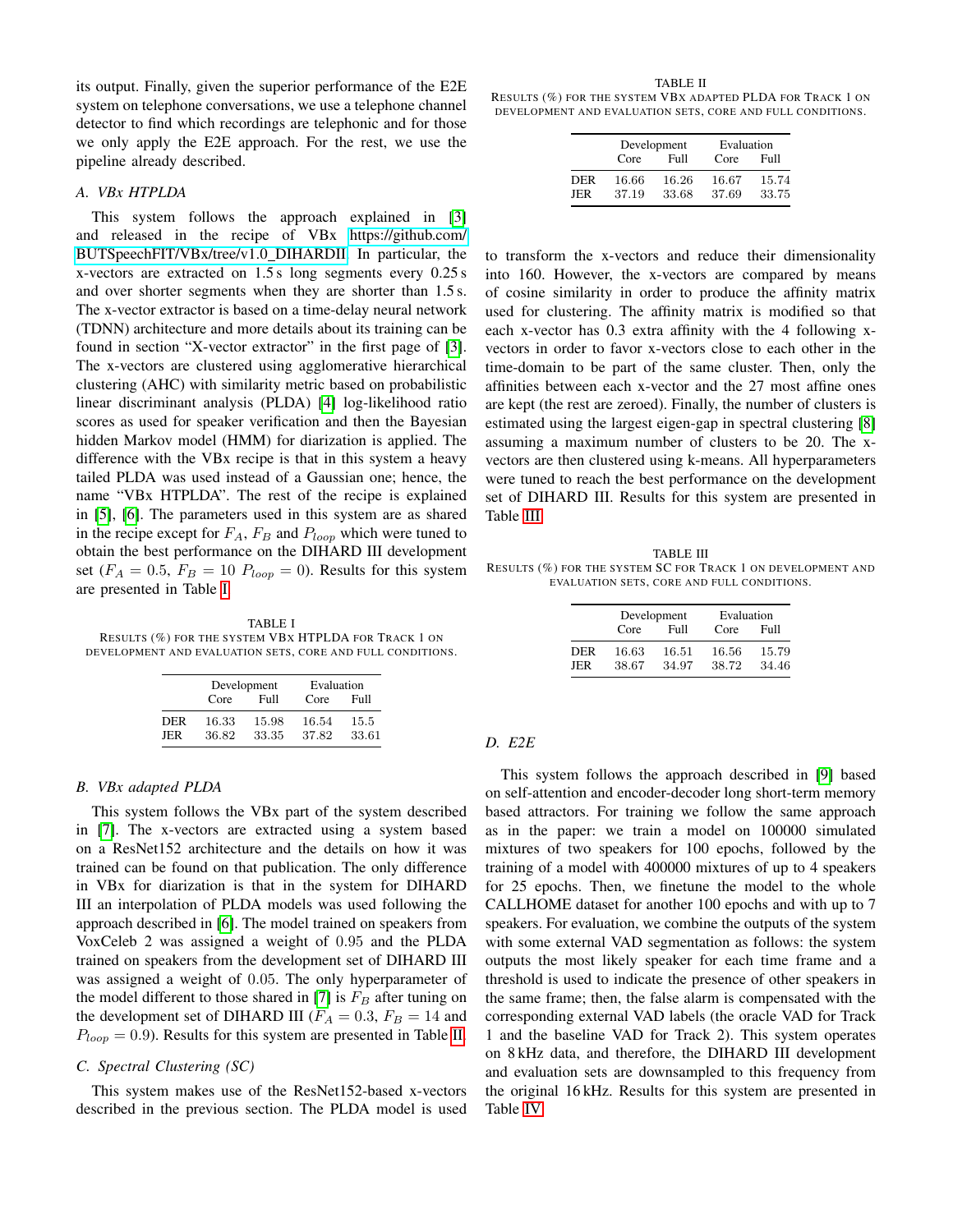its output. Finally, given the superior performance of the E2E system on telephone conversations, we use a telephone channel detector to find which recordings are telephonic and for those we only apply the E2E approach. For the rest, we use the pipeline already described.

### A. VBx HTPLDA

This system follows the approach explained in [3] and released in the recipe of VBx https://github.com/BUTSpeechFIT/VBx/tree/v1.0_DIHARDII. In particular, the x-vectors are extracted on 1.5 s long segments every 0.25 s and over shorter segments when they are shorter than 1.5 s. The x-vector extractor is based on a time-delay neural network (TDNN) architecture and more details about its training can be found in section "X-vector extractor" in the first page of [3]. The x-vectors are clustered using agglomerative hierarchical clustering (AHC) with similarity metric based on probabilistic linear discriminant analysis (PLDA) [4] log-likelihood ratio scores as used for speaker verification and then the Bayesian hidden Markov model (HMM) for diarization is applied. The difference with the VBx recipe is that in this system a heavy tailed PLDA was used instead of a Gaussian one; hence, the name "VBx HTPLDA". The rest of the recipe is explained in [5], [6]. The parameters used in this system are as shared in the recipe except for $F_A$, $F_B$ and $P_{loop}$ which were tuned to obtain the best performance on the DIHARD III development set ($F_A = 0.5$, $F_B = 10$ $P_{loop} = 0$). Results for this system are presented in Table I.

TABLE I
RESULTS (%) FOR THE SYSTEM VBX HTPLDA FOR TRACK 1 ON DEVELOPMENT AND EVALUATION SETS, CORE AND FULL CONDITIONS.

| | Development | | Evaluation | |
|---|---|---|---|---|
| | Core | Full | Core | Full |
| DER | 16.33 | 15.98 | 16.54 | 15.5 |
| JER | 36.82 | 33.35 | 37.82 | 33.61 |

### B. VBx adapted PLDA

This system follows the VBx part of the system described in [7]. The x-vectors are extracted using a system based on a ResNet152 architecture and the details on how it was trained can be found on that publication. The only difference in VBx for diarization is that in the system for DIHARD III an interpolation of PLDA models was used following the approach described in [6]. The model trained on speakers from VoxCeleb 2 was assigned a weight of 0.95 and the PLDA trained on speakers from the development set of DIHARD III was assigned a weight of 0.05. The only hyperparameter of the model different to those shared in [7] is $F_B$ after tuning on the development set of DIHARD III ($F_A = 0.3$, $F_B = 14$ and $P_{loop} = 0.9$). Results for this system are presented in Table II.

TABLE II
RESULTS (%) FOR THE SYSTEM VBX ADAPTED PLDA FOR TRACK 1 ON DEVELOPMENT AND EVALUATION SETS, CORE AND FULL CONDITIONS.

| | Development | | Evaluation | |
|---|---|---|---|---|
| | Core | Full | Core | Full |
| DER | 16.66 | 16.26 | 16.67 | 15.74 |
| JER | 37.19 | 33.68 | 37.69 | 33.75 |

### C. Spectral Clustering (SC)

This system makes use of the ResNet152-based x-vectors described in the previous section. The PLDA model is used to transform the x-vectors and reduce their dimensionality into 160. However, the x-vectors are compared by means of cosine similarity in order to produce the affinity matrix used for clustering. The affinity matrix is modified so that each x-vector has 0.3 extra affinity with the 4 following x-vectors in order to favor x-vectors close to each other in the time-domain to be part of the same cluster. Then, only the affinities between each x-vector and the 27 most affine ones are kept (the rest are zeroed). Finally, the number of clusters is estimated using the largest eigen-gap in spectral clustering [8] assuming a maximum number of clusters to be 20. The x-vectors are then clustered using k-means. All hyperparameters were tuned to reach the best performance on the development set of DIHARD III. Results for this system are presented in Table III.

TABLE III
RESULTS (%) FOR THE SYSTEM SC FOR TRACK 1 ON DEVELOPMENT AND EVALUATION SETS, CORE AND FULL CONDITIONS.

| | Development | | Evaluation | |
|---|---|---|---|---|
| | Core | Full | Core | Full |
| DER | 16.63 | 16.51 | 16.56 | 15.79 |
| JER | 38.67 | 34.97 | 38.72 | 34.46 |

### D. E2E

This system follows the approach described in [9] based on self-attention and encoder-decoder long short-term memory based attractors. For training we follow the same approach as in the paper: we train a model on 100000 simulated mixtures of two speakers for 100 epochs, followed by the training of a model with 400000 mixtures of up to 4 speakers for 25 epochs. Then, we finetune the model to the whole CALLHOME dataset for another 100 epochs and with up to 7 speakers. For evaluation, we combine the outputs of the system with some external VAD segmentation as follows: the system outputs the most likely speaker for each time frame and a threshold is used to indicate the presence of other speakers in the same frame; then, the false alarm is compensated with the corresponding external VAD labels (the oracle VAD for Track 1 and the baseline VAD for Track 2). This system operates on 8 kHz data, and therefore, the DIHARD III development and evaluation sets are downsampled to this frequency from the original 16 kHz. Results for this system are presented in Table IV.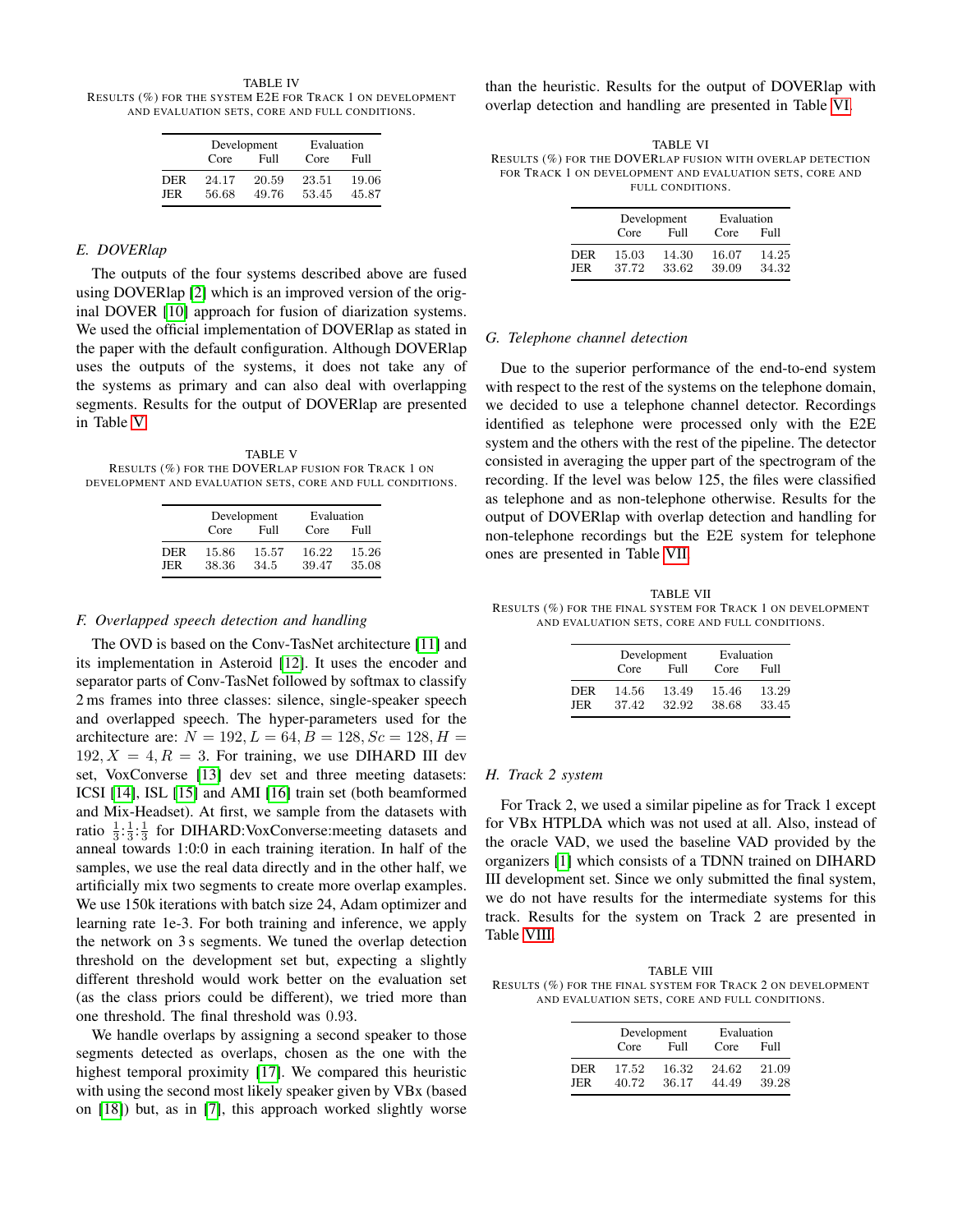TABLE IV
RESULTS (%) FOR THE SYSTEM E2E FOR TRACK 1 ON DEVELOPMENT AND EVALUATION SETS, CORE AND FULL CONDITIONS.

| | Development | | Evaluation | |
|---|---|---|---|---|
| | Core | Full | Core | Full |
| DER | 24.17 | 20.59 | 23.51 | 19.06 |
| JER | 56.68 | 49.76 | 53.45 | 45.87 |

### E. DOVERlap

The outputs of the four systems described above are fused using DOVERlap [2] which is an improved version of the original DOVER [10] approach for fusion of diarization systems. We used the official implementation of DOVERlap as stated in the paper with the default configuration. Although DOVERlap uses the outputs of the systems, it does not take any of the systems as primary and can also deal with overlapping segments. Results for the output of DOVERlap are presented in Table V.

TABLE V
RESULTS (%) FOR THE DOVERLAP FUSION FOR TRACK 1 ON DEVELOPMENT AND EVALUATION SETS, CORE AND FULL CONDITIONS.

| | Development | | Evaluation | |
|---|---|---|---|---|
| | Core | Full | Core | Full |
| DER | 15.86 | 15.57 | 16.22 | 15.26 |
| JER | 38.36 | 34.5 | 39.47 | 35.08 |

### F. Overlapped speech detection and handling

The OVD is based on the Conv-TasNet architecture [11] and its implementation in Asteroid [12]. It uses the encoder and separator parts of Conv-TasNet followed by softmax to classify 2 ms frames into three classes: silence, single-speaker speech and overlapped speech. The hyper-parameters used for the architecture are: $N = 192, L = 64, B = 128, Sc = 128, H = 192, X = 4, R = 3$. For training, we use DIHARD III dev set, VoxConverse [13] dev set and three meeting datasets: ICSI [14], ISL [15] and AMI [16] train set (both beamformed and Mix-Headset). At first, we sample from the datasets with ratio $\frac{1}{3}$:$\frac{1}{3}$:$\frac{1}{3}$ for DIHARD:VoxConverse:meeting datasets and anneal towards 1:0:0 in each training iteration. In half of the samples, we use the real data directly and in the other half, we artificially mix two segments to create more overlap examples. We use 150k iterations with batch size 24, Adam optimizer and learning rate 1e-3. For both training and inference, we apply the network on 3 s segments. We tuned the overlap detection threshold on the development set but, expecting a slightly different threshold would work better on the evaluation set (as the class priors could be different), we tried more than one threshold. The final threshold was 0.93.

We handle overlaps by assigning a second speaker to those segments detected as overlaps, chosen as the one with the highest temporal proximity [17]. We compared this heuristic with using the second most likely speaker given by VBx (based on [18]) but, as in [7], this approach worked slightly worse than the heuristic. Results for the output of DOVERlap with overlap detection and handling are presented in Table VI.

TABLE VI
RESULTS (%) FOR THE DOVERLAP FUSION WITH OVERLAP DETECTION FOR TRACK 1 ON DEVELOPMENT AND EVALUATION SETS, CORE AND FULL CONDITIONS.

| | Development | | Evaluation | |
|---|---|---|---|---|
| | Core | Full | Core | Full |
| DER | 15.03 | 14.30 | 16.07 | 14.25 |
| JER | 37.72 | 33.62 | 39.09 | 34.32 |

### G. Telephone channel detection

Due to the superior performance of the end-to-end system with respect to the rest of the systems on the telephone domain, we decided to use a telephone channel detector. Recordings identified as telephone were processed only with the E2E system and the others with the rest of the pipeline. The detector consisted in averaging the upper part of the spectrogram of the recording. If the level was below 125, the files were classified as telephone and as non-telephone otherwise. Results for the output of DOVERlap with overlap detection and handling for non-telephone recordings but the E2E system for telephone ones are presented in Table VII.

TABLE VII
RESULTS (%) FOR THE FINAL SYSTEM FOR TRACK 1 ON DEVELOPMENT AND EVALUATION SETS, CORE AND FULL CONDITIONS.

| | Development | | Evaluation | |
|---|---|---|---|---|
| | Core | Full | Core | Full |
| DER | 14.56 | 13.49 | 15.46 | 13.29 |
| JER | 37.42 | 32.92 | 38.68 | 33.45 |

### H. Track 2 system

For Track 2, we used a similar pipeline as for Track 1 except for VBx HTPLDA which was not used at all. Also, instead of the oracle VAD, we used the baseline VAD provided by the organizers [1] which consists of a TDNN trained on DIHARD III development set. Since we only submitted the final system, we do not have results for the intermediate systems for this track. Results for the system on Track 2 are presented in Table VIII.

TABLE VIII
RESULTS (%) FOR THE FINAL SYSTEM FOR TRACK 2 ON DEVELOPMENT AND EVALUATION SETS, CORE AND FULL CONDITIONS.

| | Development | | Evaluation | |
|---|---|---|---|---|
| | Core | Full | Core | Full |
| DER | 17.52 | 16.32 | 24.62 | 21.09 |
| JER | 40.72 | 36.17 | 44.49 | 39.28 |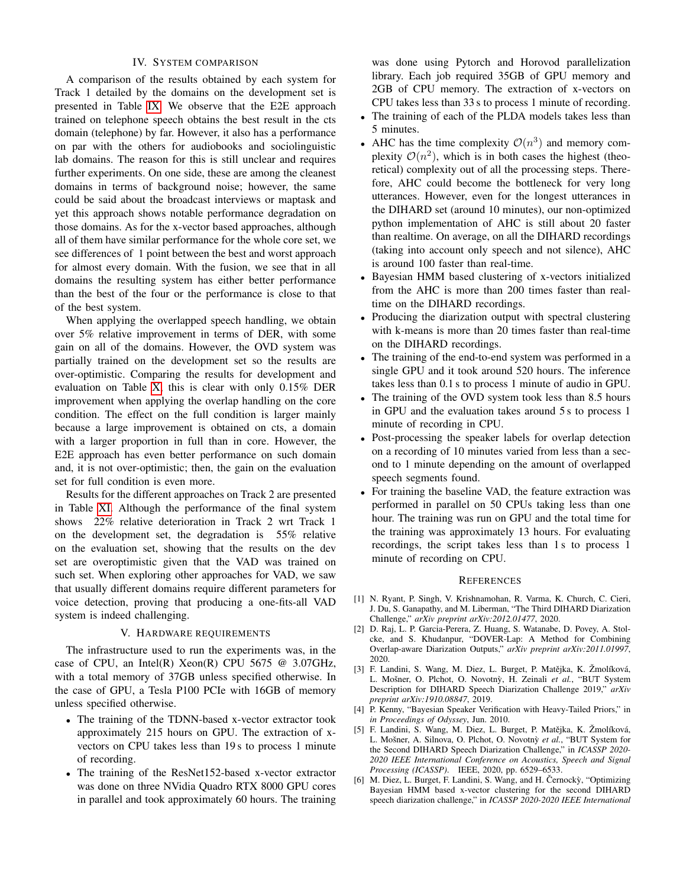## IV. System comparison

A comparison of the results obtained by each system for Track 1 detailed by the domains on the development set is presented in Table IX. We observe that the E2E approach trained on telephone speech obtains the best result in the cts domain (telephone) by far. However, it also has a performance on par with the others for audiobooks and sociolinguistic lab domains. The reason for this is still unclear and requires further experiments. On one side, these are among the cleanest domains in terms of background noise; however, the same could be said about the broadcast interviews or maptask and yet this approach shows notable performance degradation on those domains. As for the x-vector based approaches, although all of them have similar performance for the whole core set, we see differences of 1 point between the best and worst approach for almost every domain. With the fusion, we see that in all domains the resulting system has either better performance than the best of the four or the performance is close to that of the best system.

When applying the overlapped speech handling, we obtain over 5% relative improvement in terms of DER, with some gain on all of the domains. However, the OVD system was partially trained on the development set so the results are over-optimistic. Comparing the results for development and evaluation on Table X, this is clear with only 0.15% DER improvement when applying the overlap handling on the core condition. The effect on the full condition is larger mainly because a large improvement is obtained on cts, a domain with a larger proportion in full than in core. However, the E2E approach has even better performance on such domain and, it is not over-optimistic; then, the gain on the evaluation set for full condition is even more.

Results for the different approaches on Track 2 are presented in Table XI. Although the performance of the final system shows 22% relative deterioration in Track 2 wrt Track 1 on the development set, the degradation is 55% relative on the evaluation set, showing that the results on the dev set are overoptimistic given that the VAD was trained on such set. When exploring other approaches for VAD, we saw that usually different domains require different parameters for voice detection, proving that producing a one-fits-all VAD system is indeed challenging.

## V. Hardware requirements

The infrastructure used to run the experiments was, in the case of CPU, an Intel(R) Xeon(R) CPU 5675 @ 3.07GHz, with a total memory of 37GB unless specified otherwise. In the case of GPU, a Tesla P100 PCIe with 16GB of memory unless specified otherwise.

- The training of the TDNN-based x-vector extractor took approximately 215 hours on GPU. The extraction of x-vectors on CPU takes less than 19 s to process 1 minute of recording.
- The training of the ResNet152-based x-vector extractor was done on three NVidia Quadro RTX 8000 GPU cores in parallel and took approximately 60 hours. The training was done using Pytorch and Horovod parallelization library. Each job required 35GB of GPU memory and 2GB of CPU memory. The extraction of x-vectors on CPU takes less than 33 s to process 1 minute of recording.
- The training of each of the PLDA models takes less than 5 minutes.
- AHC has the time complexity $\mathcal{O}(n^3)$ and memory complexity $\mathcal{O}(n^2)$, which is in both cases the highest (theoretical) complexity out of all the processing steps. Therefore, AHC could become the bottleneck for very long utterances. However, even for the longest utterances in the DIHARD set (around 10 minutes), our non-optimized python implementation of AHC is still about 20 faster than realtime. On average, on all the DIHARD recordings (taking into account only speech and not silence), AHC is around 100 faster than real-time.
- Bayesian HMM based clustering of x-vectors initialized from the AHC is more than 200 times faster than real-time on the DIHARD recordings.
- Producing the diarization output with spectral clustering with k-means is more than 20 times faster than real-time on the DIHARD recordings.
- The training of the end-to-end system was performed in a single GPU and it took around 520 hours. The inference takes less than 0.1 s to process 1 minute of audio in GPU.
- The training of the OVD system took less than 8.5 hours in GPU and the evaluation takes around 5 s to process 1 minute of recording in CPU.
- Post-processing the speaker labels for overlap detection on a recording of 10 minutes varied from less than a second to 1 minute depending on the amount of overlapped speech segments found.
- For training the baseline VAD, the feature extraction was performed in parallel on 50 CPUs taking less than one hour. The training was run on GPU and the total time for the training was approximately 13 hours. For evaluating recordings, the script takes less than 1 s to process 1 minute of recording on CPU.

## References

[1] N. Ryant, P. Singh, V. Krishnamohan, R. Varma, K. Church, C. Cieri, J. Du, S. Ganapathy, and M. Liberman, "The Third DIHARD Diarization Challenge," *arXiv preprint arXiv:2012.01477*, 2020.

[2] D. Raj, L. P. Garcia-Perera, Z. Huang, S. Watanabe, D. Povey, A. Stolcke, and S. Khudanpur, "DOVER-Lap: A Method for Combining Overlap-aware Diarization Outputs," *arXiv preprint arXiv:2011.01997*, 2020.

[3] F. Landini, S. Wang, M. Diez, L. Burget, P. Matějka, K. Žmolíková, L. Mošner, O. Plchot, O. Novotnỳ, H. Zeinali *et al.*, "BUT System Description for DIHARD Speech Diarization Challenge 2019," *arXiv preprint arXiv:1910.08847*, 2019.

[4] P. Kenny, "Bayesian Speaker Verification with Heavy-Tailed Priors," in *in Proceedings of Odyssey*, Jun. 2010.

[5] F. Landini, S. Wang, M. Diez, L. Burget, P. Matějka, K. Žmolíková, L. Mošner, A. Silnova, O. Plchot, O. Novotnỳ *et al.*, "BUT System for the Second DIHARD Speech Diarization Challenge," in *ICASSP 2020-2020 IEEE International Conference on Acoustics, Speech and Signal Processing (ICASSP)*. IEEE, 2020, pp. 6529–6533.

[6] M. Diez, L. Burget, F. Landini, S. Wang, and H. Černockỳ, "Optimizing Bayesian HMM based x-vector clustering for the second DIHARD speech diarization challenge," in *ICASSP 2020-2020 IEEE International*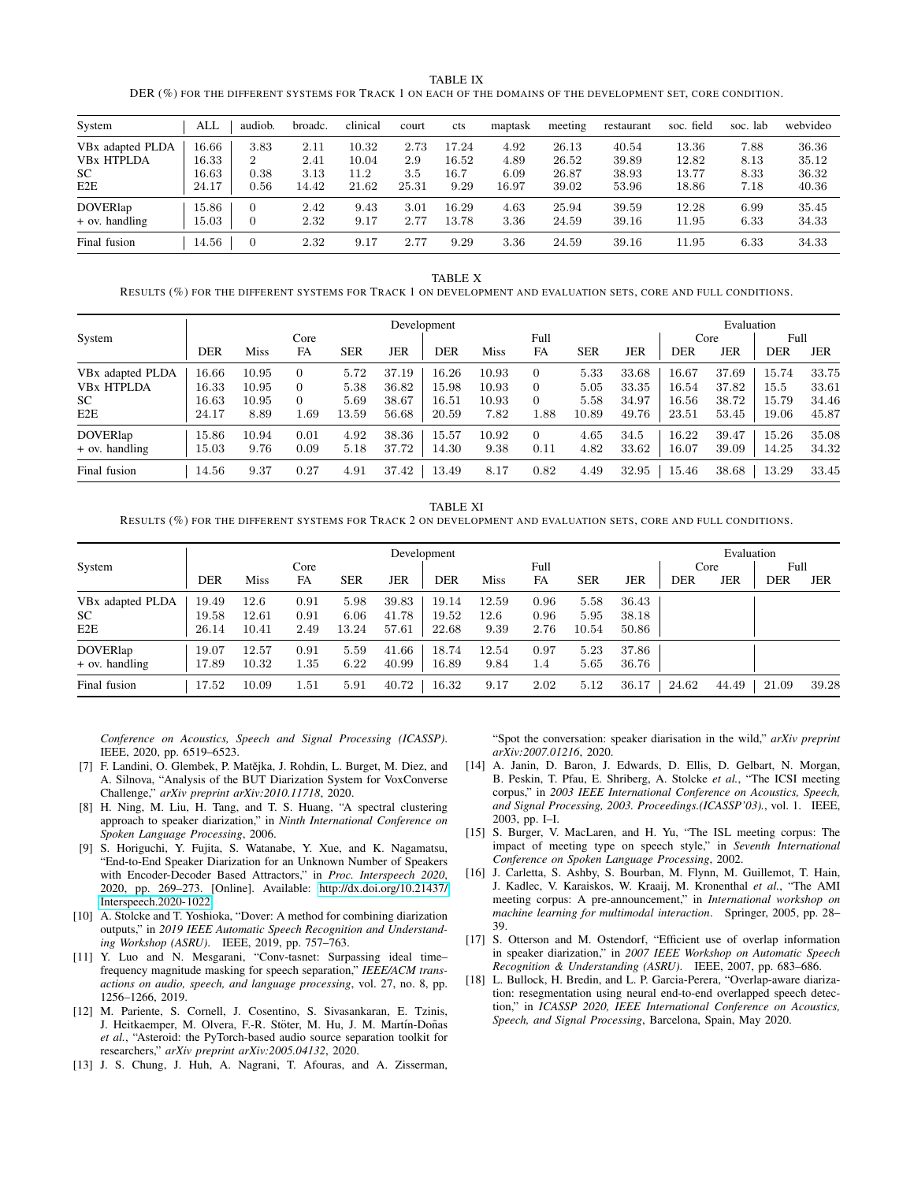TABLE IX

DER (%) FOR THE DIFFERENT SYSTEMS FOR TRACK 1 ON EACH OF THE DOMAINS OF THE DEVELOPMENT SET, CORE CONDITION.

| System | ALL | audiob. | broadc. | clinical | court | cts | maptask | meeting | restaurant | soc. field | soc. lab | webvideo |
|---|---|---|---|---|---|---|---|---|---|---|---|---|
| VBx adapted PLDA | 16.66 | 3.83 | 2.11 | 10.32 | 2.73 | 17.24 | 4.92 | 26.13 | 40.54 | 13.36 | 7.88 | 36.36 |
| VBx HTPLDA | 16.33 | 2 | 2.41 | 10.04 | 2.9 | 16.52 | 4.89 | 26.52 | 39.89 | 12.82 | 8.13 | 35.12 |
| SC | 16.63 | 0.38 | 3.13 | 11.2 | 3.5 | 16.7 | 6.09 | 26.87 | 38.93 | 13.77 | 8.33 | 36.32 |
| E2E | 24.17 | 0.56 | 14.42 | 21.62 | 25.31 | 9.29 | 16.97 | 39.02 | 53.96 | 18.86 | 7.18 | 40.36 |
| DOVERlap | 15.86 | 0 | 2.42 | 9.43 | 3.01 | 16.29 | 4.63 | 25.94 | 39.59 | 12.28 | 6.99 | 35.45 |
| + ov. handling | 15.03 | 0 | 2.32 | 9.17 | 2.77 | 13.78 | 3.36 | 24.59 | 39.16 | 11.95 | 6.33 | 34.33 |
| Final fusion | 14.56 | 0 | 2.32 | 9.17 | 2.77 | 9.29 | 3.36 | 24.59 | 39.16 | 11.95 | 6.33 | 34.33 |

TABLE X

RESULTS (%) FOR THE DIFFERENT SYSTEMS FOR TRACK 1 ON DEVELOPMENT AND EVALUATION SETS, CORE AND FULL CONDITIONS.

| System | Development | | | | | | | | | | Evaluation | | | |
|---|---|---|---|---|---|---|---|---|---|---|---|---|---|---|
| | Core | | | | | Full | | | | | Core | | Full | |
| | DER | Miss | FA | SER | JER | DER | Miss | FA | SER | JER | DER | JER | DER | JER |
| VBx adapted PLDA | 16.66 | 10.95 | 0 | 5.72 | 37.19 | 16.26 | 10.93 | 0 | 5.33 | 33.68 | 16.67 | 37.69 | 15.74 | 33.75 |
| VBx HTPLDA | 16.33 | 10.95 | 0 | 5.38 | 36.82 | 15.98 | 10.93 | 0 | 5.05 | 33.35 | 16.54 | 37.82 | 15.5 | 33.61 |
| SC | 16.63 | 10.95 | 0 | 5.69 | 38.67 | 16.51 | 10.93 | 0 | 5.58 | 34.97 | 16.56 | 38.72 | 15.79 | 34.46 |
| E2E | 24.17 | 8.89 | 1.69 | 13.59 | 56.68 | 20.59 | 7.82 | 1.88 | 10.89 | 49.76 | 23.51 | 53.45 | 19.06 | 45.87 |
| DOVERlap | 15.86 | 10.94 | 0.01 | 4.92 | 38.36 | 15.57 | 10.92 | 0 | 4.65 | 34.5 | 16.22 | 39.47 | 15.26 | 35.08 |
| + ov. handling | 15.03 | 9.76 | 0.09 | 5.18 | 37.72 | 14.30 | 9.38 | 0.11 | 4.82 | 33.62 | 16.07 | 39.09 | 14.25 | 34.32 |
| Final fusion | 14.56 | 9.37 | 0.27 | 4.91 | 37.42 | 13.49 | 8.17 | 0.82 | 4.49 | 32.95 | 15.46 | 38.68 | 13.29 | 33.45 |

TABLE XI

RESULTS (%) FOR THE DIFFERENT SYSTEMS FOR TRACK 2 ON DEVELOPMENT AND EVALUATION SETS, CORE AND FULL CONDITIONS.

| System | Development | | | | | | | | | | Evaluation | | | |
|---|---|---|---|---|---|---|---|---|---|---|---|---|---|---|
| | Core | | | | | Full | | | | | Core | | Full | |
| | DER | Miss | FA | SER | JER | DER | Miss | FA | SER | JER | DER | JER | DER | JER |
| VBx adapted PLDA | 19.49 | 12.6 | 0.91 | 5.98 | 39.83 | 19.14 | 12.59 | 0.96 | 5.58 | 36.43 | | | | |
| SC | 19.58 | 12.61 | 0.91 | 6.06 | 41.78 | 19.52 | 12.6 | 0.96 | 5.95 | 38.18 | | | | |
| E2E | 26.14 | 10.41 | 2.49 | 13.24 | 57.61 | 22.68 | 9.39 | 2.76 | 10.54 | 50.86 | | | | |
| DOVERlap | 19.07 | 12.57 | 0.91 | 5.59 | 41.66 | 18.74 | 12.54 | 0.97 | 5.23 | 37.86 | | | | |
| + ov. handling | 17.89 | 10.32 | 1.35 | 6.22 | 40.99 | 16.89 | 9.84 | 1.4 | 5.65 | 36.76 | | | | |
| Final fusion | 17.52 | 10.09 | 1.51 | 5.91 | 40.72 | 16.32 | 9.17 | 2.02 | 5.12 | 36.17 | 24.62 | 44.49 | 21.09 | 39.28 |

*Conference on Acoustics, Speech and Signal Processing (ICASSP)*. IEEE, 2020, pp. 6519–6523.

[7] F. Landini, O. Glembek, P. Matějka, J. Rohdin, L. Burget, M. Diez, and A. Silnova, "Analysis of the BUT Diarization System for VoxConverse Challenge," *arXiv preprint arXiv:2010.11718*, 2020.

[8] H. Ning, M. Liu, H. Tang, and T. S. Huang, "A spectral clustering approach to speaker diarization," in *Ninth International Conference on Spoken Language Processing*, 2006.

[9] S. Horiguchi, Y. Fujita, S. Watanabe, Y. Xue, and K. Nagamatsu, "End-to-End Speaker Diarization for an Unknown Number of Speakers with Encoder-Decoder Based Attractors," in *Proc. Interspeech 2020*, 2020, pp. 269–273. [Online]. Available: http://dx.doi.org/10.21437/Interspeech.2020-1022

[10] A. Stolcke and T. Yoshioka, "Dover: A method for combining diarization outputs," in *2019 IEEE Automatic Speech Recognition and Understanding Workshop (ASRU)*. IEEE, 2019, pp. 757–763.

[11] Y. Luo and N. Mesgarani, "Conv-tasnet: Surpassing ideal time–frequency magnitude masking for speech separation," *IEEE/ACM transactions on audio, speech, and language processing*, vol. 27, no. 8, pp. 1256–1266, 2019.

[12] M. Pariente, S. Cornell, J. Cosentino, S. Sivasankaran, E. Tzinis, J. Heitkaemper, M. Olvera, F.-R. Stöter, M. Hu, J. M. Martín-Doñas *et al.*, "Asteroid: the PyTorch-based audio source separation toolkit for researchers," *arXiv preprint arXiv:2005.04132*, 2020.

[13] J. S. Chung, J. Huh, A. Nagrani, T. Afouras, and A. Zisserman, "Spot the conversation: speaker diarisation in the wild," *arXiv preprint arXiv:2007.01216*, 2020.

[14] A. Janin, D. Baron, J. Edwards, D. Ellis, D. Gelbart, N. Morgan, B. Peskin, T. Pfau, E. Shriberg, A. Stolcke *et al.*, "The ICSI meeting corpus," in *2003 IEEE International Conference on Acoustics, Speech, and Signal Processing, 2003. Proceedings.(ICASSP'03).*, vol. 1. IEEE, 2003, pp. I–I.

[15] S. Burger, V. MacLaren, and H. Yu, "The ISL meeting corpus: The impact of meeting type on speech style," in *Seventh International Conference on Spoken Language Processing*, 2002.

[16] J. Carletta, S. Ashby, S. Bourban, M. Flynn, M. Guillemot, T. Hain, J. Kadlec, V. Karaiskos, W. Kraaij, M. Kronenthal *et al.*, "The AMI meeting corpus: A pre-announcement," in *International workshop on machine learning for multimodal interaction*. Springer, 2005, pp. 28–39.

[17] S. Otterson and M. Ostendorf, "Efficient use of overlap information in speaker diarization," in *2007 IEEE Workshop on Automatic Speech Recognition & Understanding (ASRU)*. IEEE, 2007, pp. 683–686.

[18] L. Bullock, H. Bredin, and L. P. Garcia-Perera, "Overlap-aware diarization: resegmentation using neural end-to-end overlapped speech detection," in *ICASSP 2020, IEEE International Conference on Acoustics, Speech, and Signal Processing*, Barcelona, Spain, May 2020.